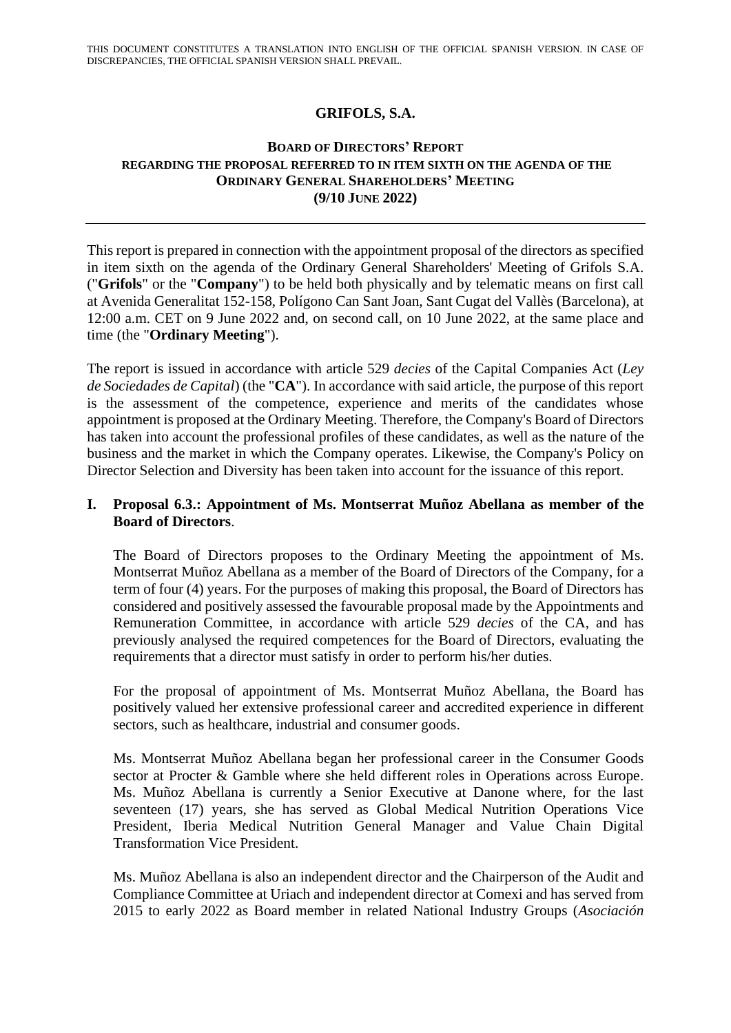THIS DOCUMENT CONSTITUTES A TRANSLATION INTO ENGLISH OF THE OFFICIAL SPANISH VERSION. IN CASE OF DISCREPANCIES, THE OFFICIAL SPANISH VERSION SHALL PREVAIL.

# GRIFOLS, S.A.

## BOARD OF DIRECTORS' REPORT REGARDING THE PROPOSAL REFERRED TO IN ITEM SIXTH ON THE AGENDA OF THE ORDINARY GENERAL SHAREHOLDERS' MEETING (9/10 JUNE 2022)

---

This report is prepared in connection with the appointment proposal of the directors as specified in item sixth on the agenda of the Ordinary General Shareholders' Meeting of Grifols S.A. ("**Grifols**" or the "**Company**") to be held both physically and by telematic means on first call at Avenida Generalitat 152-158, Polígono Can Sant Joan, Sant Cugat del Vallès (Barcelona), at 12:00 a.m. CET on 9 June 2022 and, on second call, on 10 June 2022, at the same place and time (the "**Ordinary Meeting**").

The report is issued in accordance with article 529 *decies* of the Capital Companies Act (*Ley de Sociedades de Capital*) (the "**CA**"). In accordance with said article, the purpose of this report is the assessment of the competence, experience and merits of the candidates whose appointment is proposed at the Ordinary Meeting. Therefore, the Company's Board of Directors has taken into account the professional profiles of these candidates, as well as the nature of the business and the market in which the Company operates. Likewise, the Company's Policy on Director Selection and Diversity has been taken into account for the issuance of this report.

### I. Proposal 6.3.: Appointment of Ms. Montserrat Muñoz Abellana as member of the Board of Directors.

The Board of Directors proposes to the Ordinary Meeting the appointment of Ms. Montserrat Muñoz Abellana as a member of the Board of Directors of the Company, for a term of four (4) years. For the purposes of making this proposal, the Board of Directors has considered and positively assessed the favourable proposal made by the Appointments and Remuneration Committee, in accordance with article 529 *decies* of the CA, and has previously analysed the required competences for the Board of Directors, evaluating the requirements that a director must satisfy in order to perform his/her duties.

For the proposal of appointment of Ms. Montserrat Muñoz Abellana, the Board has positively valued her extensive professional career and accredited experience in different sectors, such as healthcare, industrial and consumer goods.

Ms. Montserrat Muñoz Abellana began her professional career in the Consumer Goods sector at Procter & Gamble where she held different roles in Operations across Europe. Ms. Muñoz Abellana is currently a Senior Executive at Danone where, for the last seventeen (17) years, she has served as Global Medical Nutrition Operations Vice President, Iberia Medical Nutrition General Manager and Value Chain Digital Transformation Vice President.

Ms. Muñoz Abellana is also an independent director and the Chairperson of the Audit and Compliance Committee at Uriach and independent director at Comexi and has served from 2015 to early 2022 as Board member in related National Industry Groups (*Asociación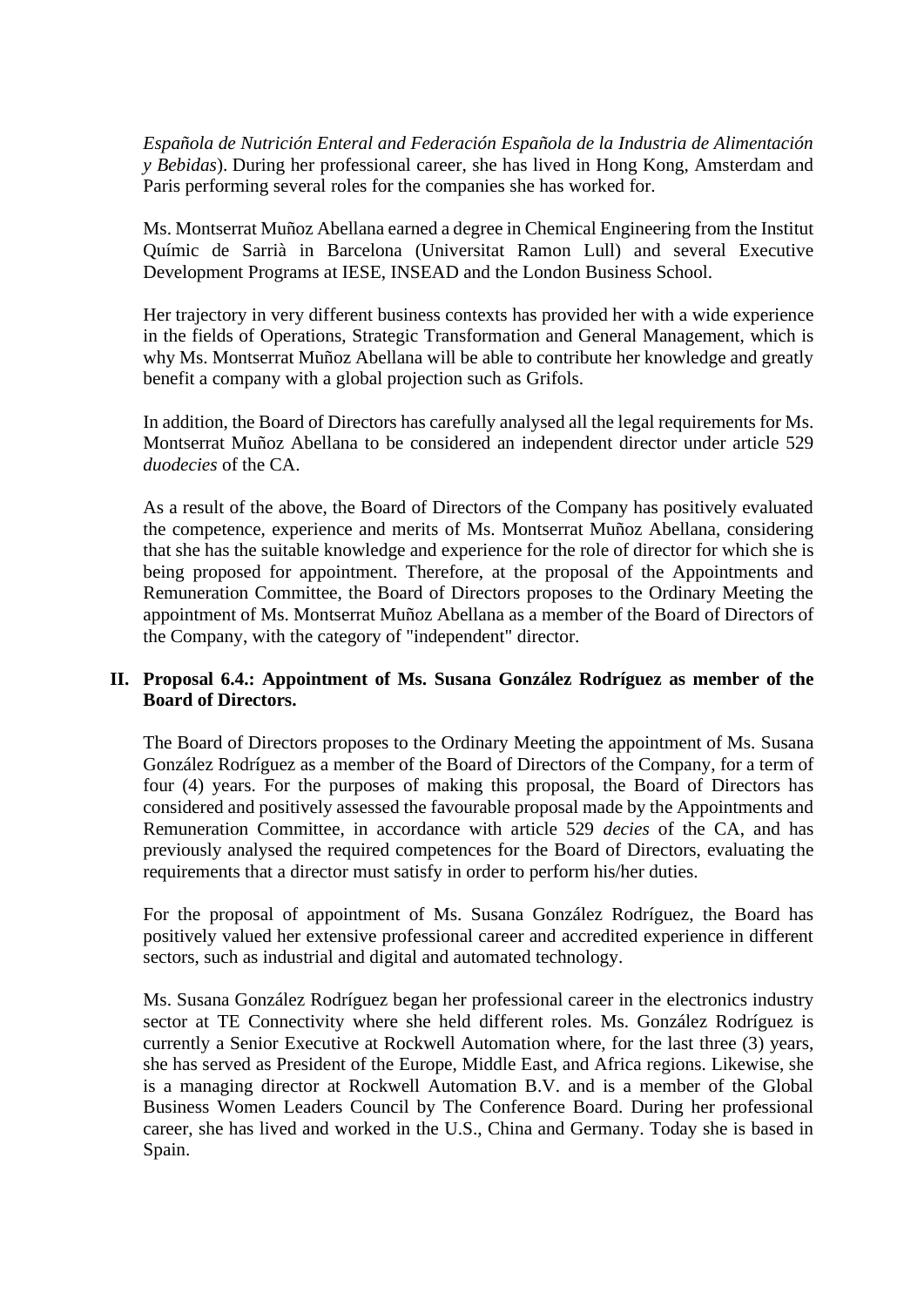*Española de Nutrición Enteral and Federación Española de la Industria de Alimentación y Bebidas*). During her professional career, she has lived in Hong Kong, Amsterdam and Paris performing several roles for the companies she has worked for.

Ms. Montserrat Muñoz Abellana earned a degree in Chemical Engineering from the Institut Químic de Sarrià in Barcelona (Universitat Ramon Lull) and several Executive Development Programs at IESE, INSEAD and the London Business School.

Her trajectory in very different business contexts has provided her with a wide experience in the fields of Operations, Strategic Transformation and General Management, which is why Ms. Montserrat Muñoz Abellana will be able to contribute her knowledge and greatly benefit a company with a global projection such as Grifols.

In addition, the Board of Directors has carefully analysed all the legal requirements for Ms. Montserrat Muñoz Abellana to be considered an independent director under article 529 *duodecies* of the CA.

As a result of the above, the Board of Directors of the Company has positively evaluated the competence, experience and merits of Ms. Montserrat Muñoz Abellana, considering that she has the suitable knowledge and experience for the role of director for which she is being proposed for appointment. Therefore, at the proposal of the Appointments and Remuneration Committee, the Board of Directors proposes to the Ordinary Meeting the appointment of Ms. Montserrat Muñoz Abellana as a member of the Board of Directors of the Company, with the category of "independent" director.

## II. Proposal 6.4.: Appointment of Ms. Susana González Rodríguez as member of the Board of Directors.

The Board of Directors proposes to the Ordinary Meeting the appointment of Ms. Susana González Rodríguez as a member of the Board of Directors of the Company, for a term of four (4) years. For the purposes of making this proposal, the Board of Directors has considered and positively assessed the favourable proposal made by the Appointments and Remuneration Committee, in accordance with article 529 *decies* of the CA, and has previously analysed the required competences for the Board of Directors, evaluating the requirements that a director must satisfy in order to perform his/her duties.

For the proposal of appointment of Ms. Susana González Rodríguez, the Board has positively valued her extensive professional career and accredited experience in different sectors, such as industrial and digital and automated technology.

Ms. Susana González Rodríguez began her professional career in the electronics industry sector at TE Connectivity where she held different roles. Ms. González Rodríguez is currently a Senior Executive at Rockwell Automation where, for the last three (3) years, she has served as President of the Europe, Middle East, and Africa regions. Likewise, she is a managing director at Rockwell Automation B.V. and is a member of the Global Business Women Leaders Council by The Conference Board. During her professional career, she has lived and worked in the U.S., China and Germany. Today she is based in Spain.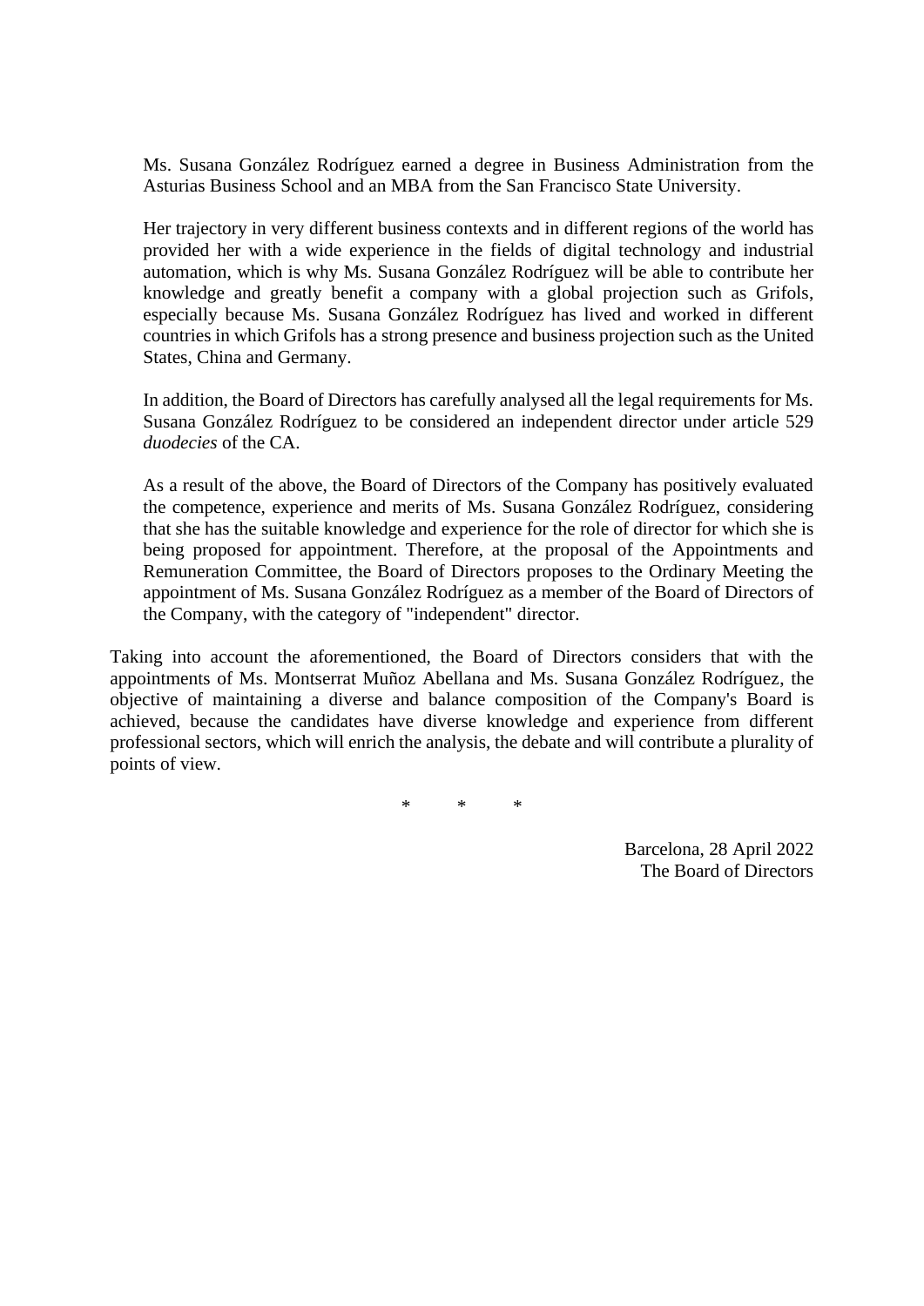Ms. Susana González Rodríguez earned a degree in Business Administration from the Asturias Business School and an MBA from the San Francisco State University.

Her trajectory in very different business contexts and in different regions of the world has provided her with a wide experience in the fields of digital technology and industrial automation, which is why Ms. Susana González Rodríguez will be able to contribute her knowledge and greatly benefit a company with a global projection such as Grifols, especially because Ms. Susana González Rodríguez has lived and worked in different countries in which Grifols has a strong presence and business projection such as the United States, China and Germany.

In addition, the Board of Directors has carefully analysed all the legal requirements for Ms. Susana González Rodríguez to be considered an independent director under article 529 *duodecies* of the CA.

As a result of the above, the Board of Directors of the Company has positively evaluated the competence, experience and merits of Ms. Susana González Rodríguez, considering that she has the suitable knowledge and experience for the role of director for which she is being proposed for appointment. Therefore, at the proposal of the Appointments and Remuneration Committee, the Board of Directors proposes to the Ordinary Meeting the appointment of Ms. Susana González Rodríguez as a member of the Board of Directors of the Company, with the category of "independent" director.

Taking into account the aforementioned, the Board of Directors considers that with the appointments of Ms. Montserrat Muñoz Abellana and Ms. Susana González Rodríguez, the objective of maintaining a diverse and balance composition of the Company's Board is achieved, because the candidates have diverse knowledge and experience from different professional sectors, which will enrich the analysis, the debate and will contribute a plurality of points of view.

\* \* \*

Barcelona, 28 April 2022
The Board of Directors